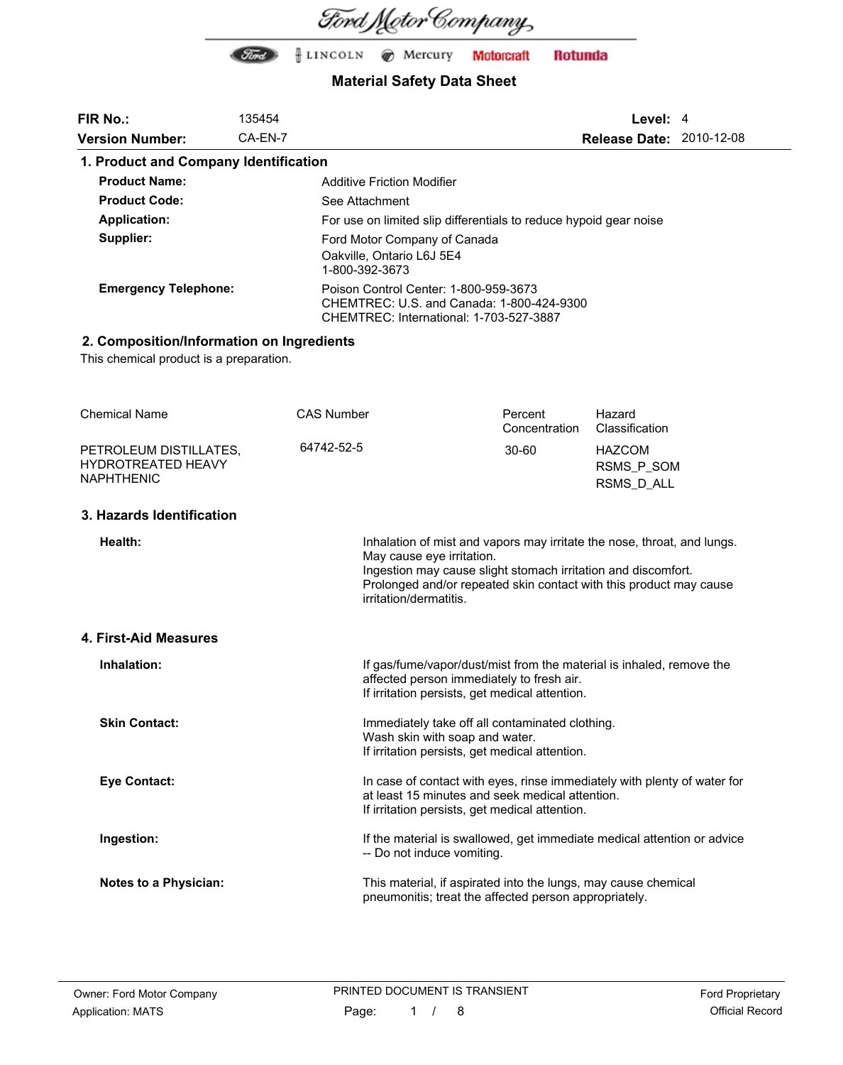Ford Motor Company

Ford | LINCOLN | Mercury | Motorcraft | Rotunda

# Material Safety Data Sheet

| | | | |
|---|---|---|---|
| **FIR No.:** | 135454 | **Level:** | 4 |
| **Version Number:** | CA-EN-7 | **Release Date:** | 2010-12-08 |

## 1. Product and Company Identification

| | |
|---|---|
| **Product Name:** | Additive Friction Modifier |
| **Product Code:** | See Attachment |
| **Application:** | For use on limited slip differentials to reduce hypoid gear noise |
| **Supplier:** | Ford Motor Company of Canada<br>Oakville, Ontario L6J 5E4<br>1-800-392-3673 |
| **Emergency Telephone:** | Poison Control Center: 1-800-959-3673<br>CHEMTREC: U.S. and Canada: 1-800-424-9300<br>CHEMTREC: International: 1-703-527-3887 |

## 2. Composition/Information on Ingredients

This chemical product is a preparation.

| Chemical Name | CAS Number | Percent Concentration | Hazard Classification |
|---|---|---|---|
| PETROLEUM DISTILLATES, HYDROTREATED HEAVY NAPHTHENIC | 64742-52-5 | 30-60 | HAZCOM<br>RSMS_P_SOM<br>RSMS_D_ALL |

## 3. Hazards Identification

**Health:**

Inhalation of mist and vapors may irritate the nose, throat, and lungs.
May cause eye irritation.
Ingestion may cause slight stomach irritation and discomfort.
Prolonged and/or repeated skin contact with this product may cause irritation/dermatitis.

## 4. First-Aid Measures

**Inhalation:**

If gas/fume/vapor/dust/mist from the material is inhaled, remove the affected person immediately to fresh air.
If irritation persists, get medical attention.

**Skin Contact:**

Immediately take off all contaminated clothing.
Wash skin with soap and water.
If irritation persists, get medical attention.

**Eye Contact:**

In case of contact with eyes, rinse immediately with plenty of water for at least 15 minutes and seek medical attention.
If irritation persists, get medical attention.

**Ingestion:**

If the material is swallowed, get immediate medical attention or advice -- Do not induce vomiting.

**Notes to a Physician:**

This material, if aspirated into the lungs, may cause chemical pneumonitis; treat the affected person appropriately.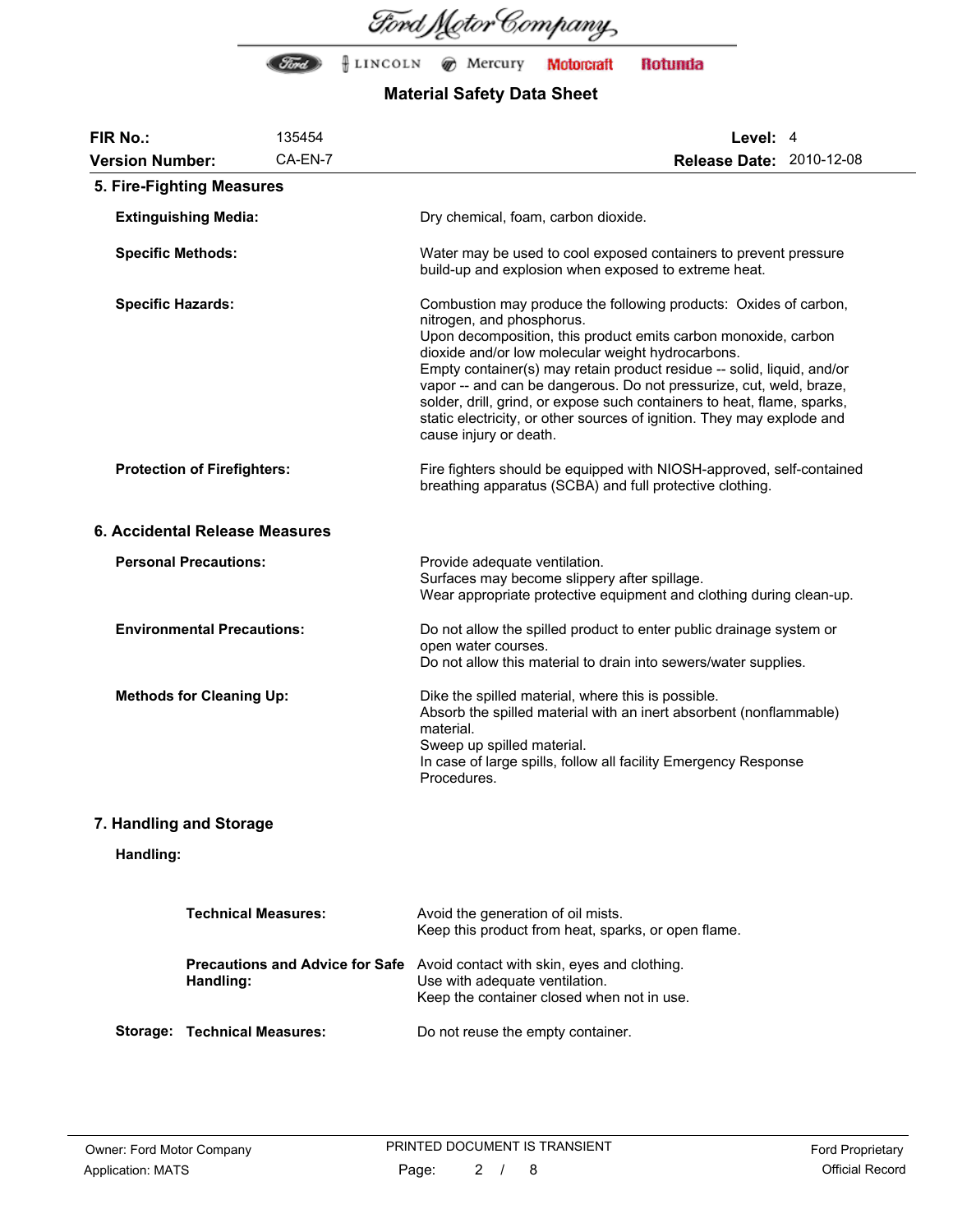| FIR No.: | 135454 | Level: | 4 |
| --- | --- | --- | --- |
| Version Number: | CA-EN-7 | Release Date: | 2010-12-08 |

## 5. Fire-Fighting Measures

**Extinguishing Media:** Dry chemical, foam, carbon dioxide.

**Specific Methods:** Water may be used to cool exposed containers to prevent pressure build-up and explosion when exposed to extreme heat.

**Specific Hazards:** Combustion may produce the following products: Oxides of carbon, nitrogen, and phosphorus.
Upon decomposition, this product emits carbon monoxide, carbon dioxide and/or low molecular weight hydrocarbons.
Empty container(s) may retain product residue -- solid, liquid, and/or vapor -- and can be dangerous. Do not pressurize, cut, weld, braze, solder, drill, grind, or expose such containers to heat, flame, sparks, static electricity, or other sources of ignition. They may explode and cause injury or death.

**Protection of Firefighters:** Fire fighters should be equipped with NIOSH-approved, self-contained breathing apparatus (SCBA) and full protective clothing.

## 6. Accidental Release Measures

**Personal Precautions:** Provide adequate ventilation.
Surfaces may become slippery after spillage.
Wear appropriate protective equipment and clothing during clean-up.

**Environmental Precautions:** Do not allow the spilled product to enter public drainage system or open water courses.
Do not allow this material to drain into sewers/water supplies.

**Methods for Cleaning Up:** Dike the spilled material, where this is possible.
Absorb the spilled material with an inert absorbent (nonflammable) material.
Sweep up spilled material.
In case of large spills, follow all facility Emergency Response Procedures.

## 7. Handling and Storage

**Handling:**

**Technical Measures:** Avoid the generation of oil mists.
Keep this product from heat, sparks, or open flame.

**Precautions and Advice for Safe Handling:** Avoid contact with skin, eyes and clothing.
Use with adequate ventilation.
Keep the container closed when not in use.

**Storage: Technical Measures:** Do not reuse the empty container.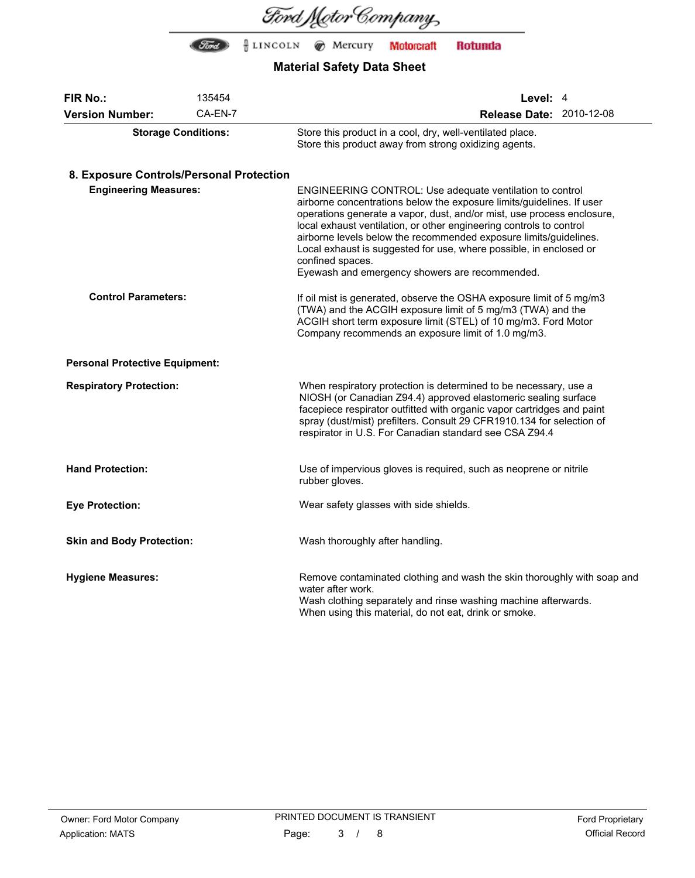| FIR No.: | 135454 | Level: | 4 |
|---|---|---|---|
| Version Number: | CA-EN-7 | Release Date: | 2010-12-08 |

**Storage Conditions:** Store this product in a cool, dry, well-ventilated place. Store this product away from strong oxidizing agents.

## 8. Exposure Controls/Personal Protection

**Engineering Measures:**

ENGINEERING CONTROL: Use adequate ventilation to control airborne concentrations below the exposure limits/guidelines. If user operations generate a vapor, dust, and/or mist, use process enclosure, local exhaust ventilation, or other engineering controls to control airborne levels below the recommended exposure limits/guidelines. Local exhaust is suggested for use, where possible, in enclosed or confined spaces.
Eyewash and emergency showers are recommended.

**Control Parameters:**

If oil mist is generated, observe the OSHA exposure limit of 5 mg/m3 (TWA) and the ACGIH exposure limit of 5 mg/m3 (TWA) and the ACGIH short term exposure limit (STEL) of 10 mg/m3. Ford Motor Company recommends an exposure limit of 1.0 mg/m3.

**Personal Protective Equipment:**

**Respiratory Protection:**

When respiratory protection is determined to be necessary, use a NIOSH (or Canadian Z94.4) approved elastomeric sealing surface facepiece respirator outfitted with organic vapor cartridges and paint spray (dust/mist) prefilters. Consult 29 CFR1910.134 for selection of respirator in U.S. For Canadian standard see CSA Z94.4

**Hand Protection:**

Use of impervious gloves is required, such as neoprene or nitrile rubber gloves.

**Eye Protection:**

Wear safety glasses with side shields.

**Skin and Body Protection:**

Wash thoroughly after handling.

**Hygiene Measures:**

Remove contaminated clothing and wash the skin thoroughly with soap and water after work.
Wash clothing separately and rinse washing machine afterwards.
When using this material, do not eat, drink or smoke.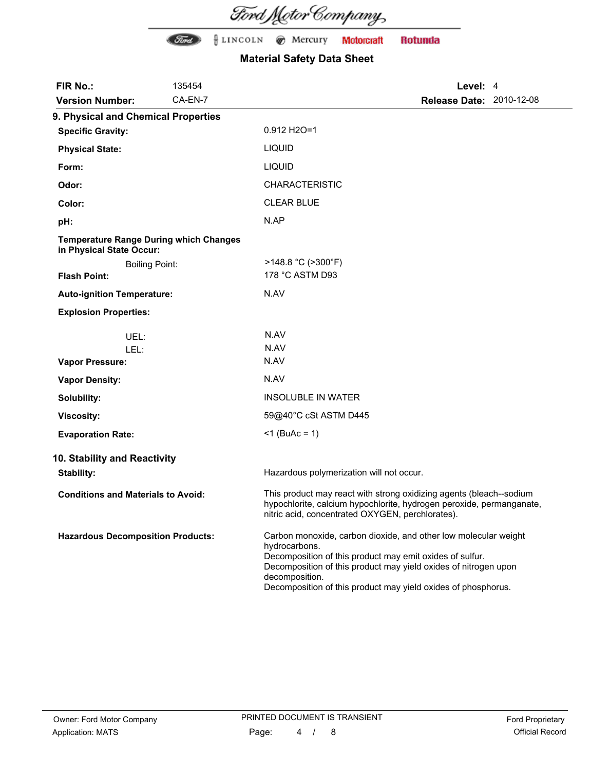**Ford Motor Company**

Ford | LINCOLN | Mercury | Motorcraft | Rotunda

## Material Safety Data Sheet

| | | | |
|---|---|---|---|
| **FIR No.:** | 135454 | **Level:** | 4 |
| **Version Number:** | CA-EN-7 | **Release Date:** | 2010-12-08 |

## 9. Physical and Chemical Properties

| | |
|---|---|
| **Specific Gravity:** | 0.912 H2O=1 |
| **Physical State:** | LIQUID |
| **Form:** | LIQUID |
| **Odor:** | CHARACTERISTIC |
| **Color:** | CLEAR BLUE |
| **pH:** | N.AP |
| **Temperature Range During which Changes in Physical State Occur:** | |
| Boiling Point: | >148.8 °C (>300°F) |
| **Flash Point:** | 178 °C ASTM D93 |
| **Auto-ignition Temperature:** | N.AV |
| **Explosion Properties:** | |
| UEL: | N.AV |
| LEL: | N.AV |
| **Vapor Pressure:** | N.AV |
| **Vapor Density:** | N.AV |
| **Solubility:** | INSOLUBLE IN WATER |
| **Viscosity:** | 59@40°C cSt ASTM D445 |
| **Evaporation Rate:** | <1 (BuAc = 1) |

## 10. Stability and Reactivity

| | |
|---|---|
| **Stability:** | Hazardous polymerization will not occur. |
| **Conditions and Materials to Avoid:** | This product may react with strong oxidizing agents (bleach--sodium hypochlorite, calcium hypochlorite, hydrogen peroxide, permanganate, nitric acid, concentrated OXYGEN, perchlorates). |
| **Hazardous Decomposition Products:** | Carbon monoxide, carbon dioxide, and other low molecular weight hydrocarbons.<br>Decomposition of this product may emit oxides of sulfur.<br>Decomposition of this product may yield oxides of nitrogen upon decomposition.<br>Decomposition of this product may yield oxides of phosphorus. |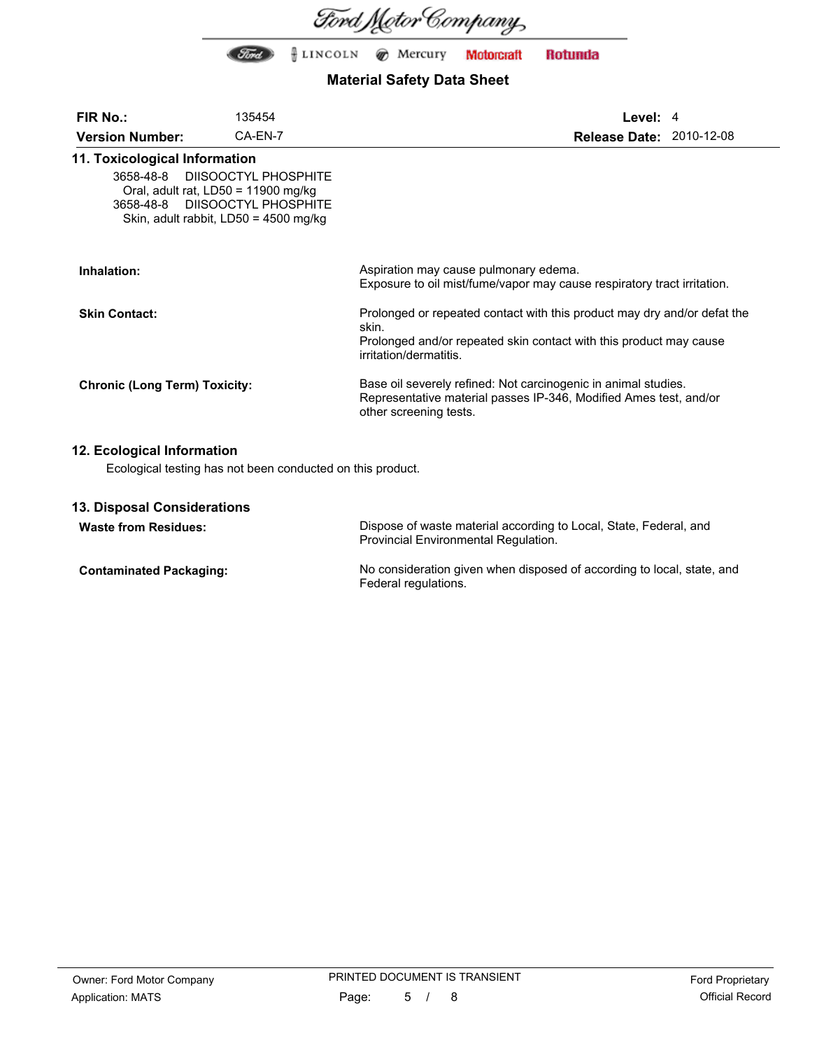# Ford Motor Company

Ford | Lincoln | Mercury | Motorcraft | Rotunda

## Material Safety Data Sheet

| **FIR No.:** | 135454 | **Level:** | 4 |
|---|---|---|---|
| **Version Number:** | CA-EN-7 | **Release Date:** | 2010-12-08 |

## 11. Toxicological Information

3658-48-8 DIISOOCTYL PHOSPHITE
Oral, adult rat, LD50 = 11900 mg/kg
3658-48-8 DIISOOCTYL PHOSPHITE
Skin, adult rabbit, LD50 = 4500 mg/kg

**Inhalation:**

Aspiration may cause pulmonary edema.
Exposure to oil mist/fume/vapor may cause respiratory tract irritation.

**Skin Contact:**

Prolonged or repeated contact with this product may dry and/or defat the skin.
Prolonged and/or repeated skin contact with this product may cause irritation/dermatitis.

**Chronic (Long Term) Toxicity:**

Base oil severely refined: Not carcinogenic in animal studies.
Representative material passes IP-346, Modified Ames test, and/or other screening tests.

## 12. Ecological Information

Ecological testing has not been conducted on this product.

## 13. Disposal Considerations

**Waste from Residues:**

Dispose of waste material according to Local, State, Federal, and Provincial Environmental Regulation.

**Contaminated Packaging:**

No consideration given when disposed of according to local, state, and Federal regulations.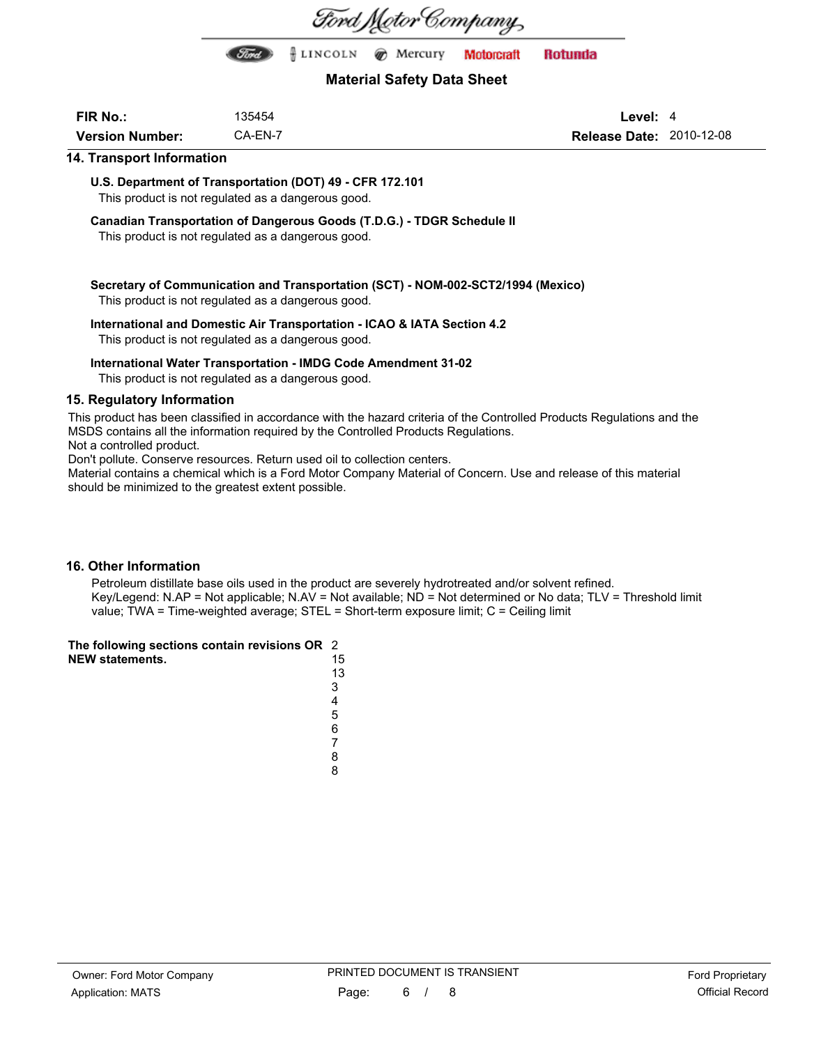| FIR No.: | 135454 | Level: | 4 |
| --- | --- | --- | --- |
| Version Number: | CA-EN-7 | Release Date: | 2010-12-08 |

## 14. Transport Information

**U.S. Department of Transportation (DOT) 49 - CFR 172.101**

This product is not regulated as a dangerous good.

**Canadian Transportation of Dangerous Goods (T.D.G.) - TDGR Schedule II**

This product is not regulated as a dangerous good.

**Secretary of Communication and Transportation (SCT) - NOM-002-SCT2/1994 (Mexico)**

This product is not regulated as a dangerous good.

**International and Domestic Air Transportation - ICAO & IATA Section 4.2**

This product is not regulated as a dangerous good.

**International Water Transportation - IMDG Code Amendment 31-02**

This product is not regulated as a dangerous good.

## 15. Regulatory Information

This product has been classified in accordance with the hazard criteria of the Controlled Products Regulations and the MSDS contains all the information required by the Controlled Products Regulations.
Not a controlled product.
Don't pollute. Conserve resources. Return used oil to collection centers.
Material contains a chemical which is a Ford Motor Company Material of Concern. Use and release of this material should be minimized to the greatest extent possible.

## 16. Other Information

Petroleum distillate base oils used in the product are severely hydrotreated and/or solvent refined.
Key/Legend: N.AP = Not applicable; N.AV = Not available; ND = Not determined or No data; TLV = Threshold limit value; TWA = Time-weighted average; STEL = Short-term exposure limit; C = Ceiling limit

**The following sections contain revisions OR NEW statements.**

2
15
13
3
4
5
6
7
8
8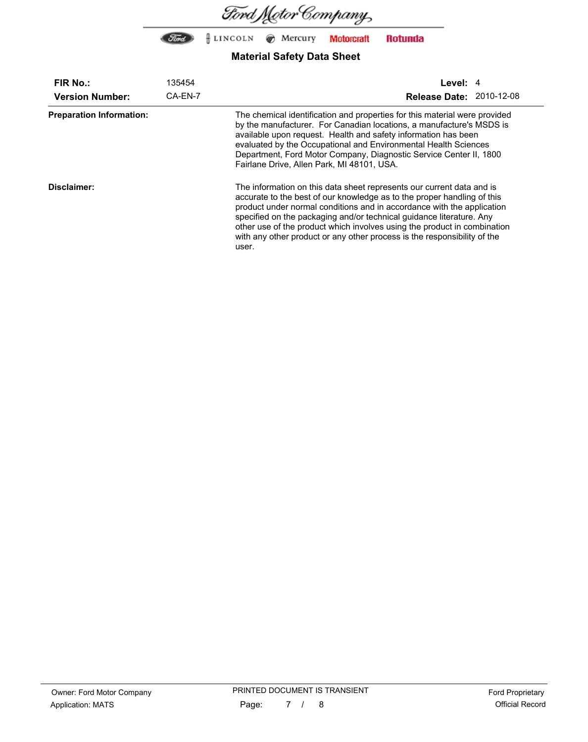| **FIR No.:** | 135454 | **Level:** | 4 |
|---|---|---|---|
| **Version Number:** | CA-EN-7 | **Release Date:** | 2010-12-08 |

**Preparation Information:**

The chemical identification and properties for this material were provided by the manufacturer. For Canadian locations, a manufacture's MSDS is available upon request. Health and safety information has been evaluated by the Occupational and Environmental Health Sciences Department, Ford Motor Company, Diagnostic Service Center II, 1800 Fairlane Drive, Allen Park, MI 48101, USA.

**Disclaimer:**

The information on this data sheet represents our current data and is accurate to the best of our knowledge as to the proper handling of this product under normal conditions and in accordance with the application specified on the packaging and/or technical guidance literature. Any other use of the product which involves using the product in combination with any other product or any other process is the responsibility of the user.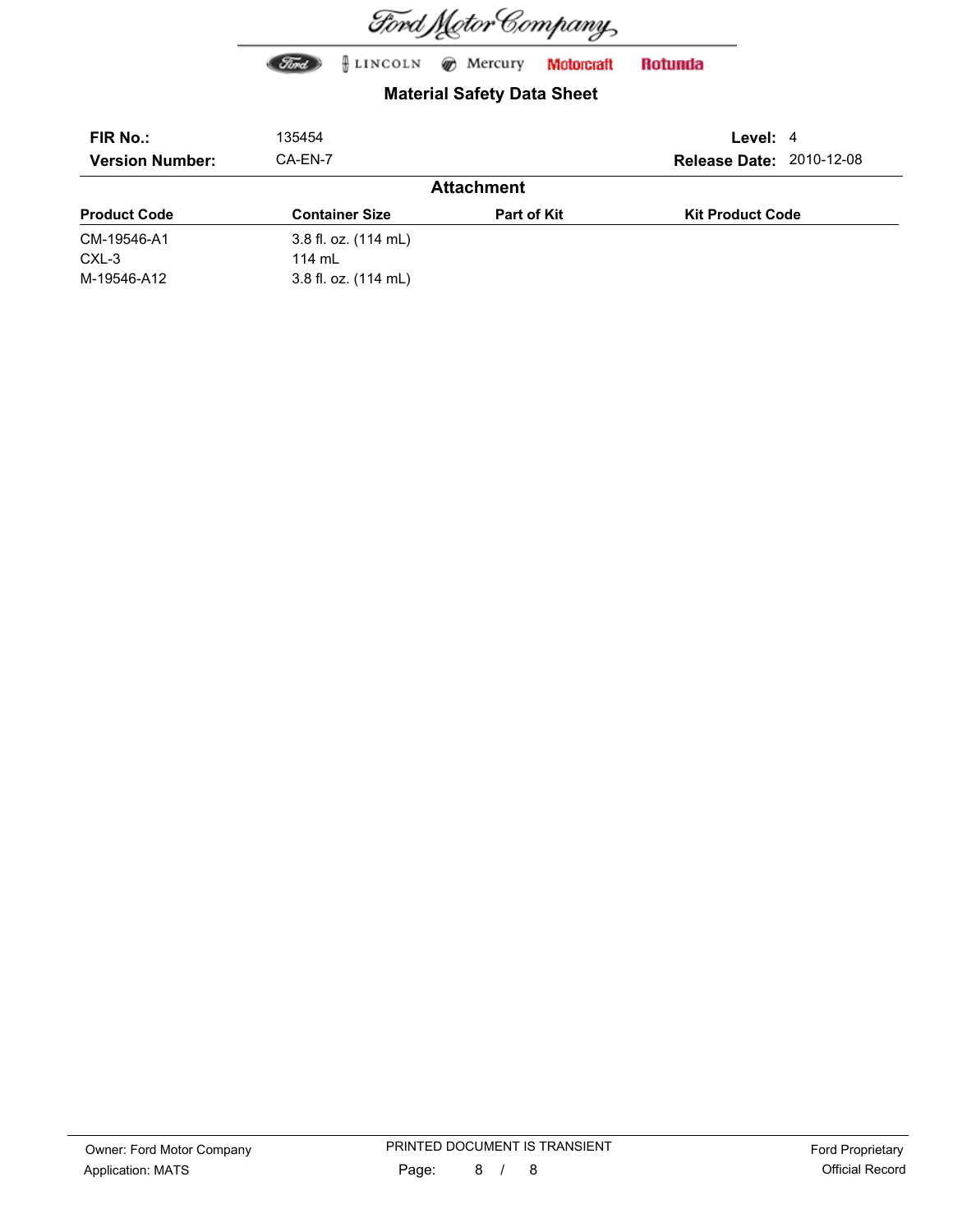Ford Motor Company

Ford | LINCOLN | Mercury | Motorcraft | Rotunda

## Material Safety Data Sheet

| | | | |
|---|---|---|---|
| **FIR No.:** | 135454 | **Level:** | 4 |
| **Version Number:** | CA-EN-7 | **Release Date:** | 2010-12-08 |

### Attachment

| Product Code | Container Size | Part of Kit | Kit Product Code |
|---|---|---|---|
| CM-19546-A1 | 3.8 fl. oz. (114 mL) | | |
| CXL-3 | 114 mL | | |
| M-19546-A12 | 3.8 fl. oz. (114 mL) | | |

Owner: Ford Motor Company
Application: MATS

PRINTED DOCUMENT IS TRANSIENT

Ford Proprietary
Official Record